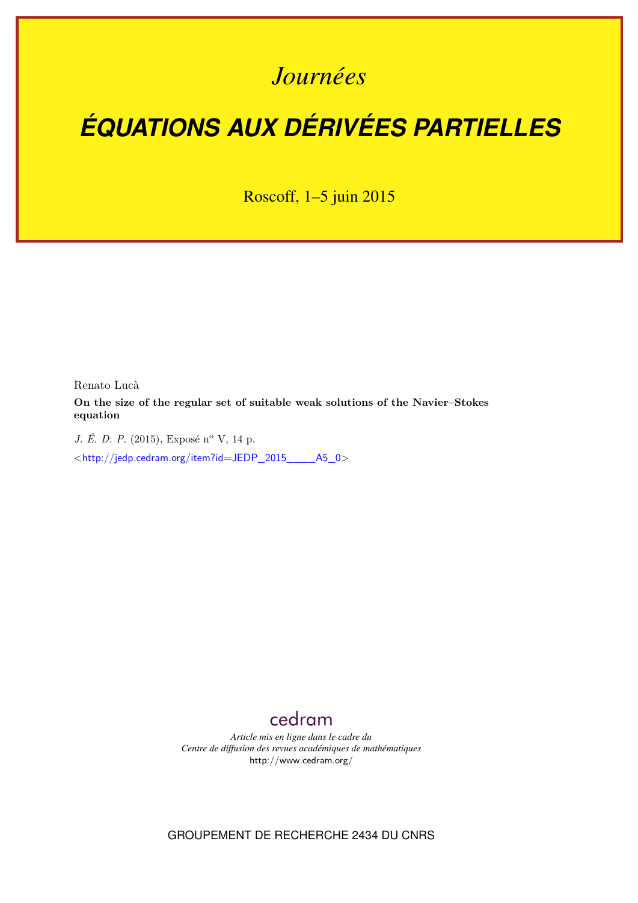# *Journées*

# ÉQUATIONS AUX DÉRIVÉES PARTIELLES

Roscoff, 1–5 juin 2015

Renato Lucà

**On the size of the regular set of suitable weak solutions of the Navier–Stokes equation**

*J. É. D. P.* (2015), Exposé n° V, 14 p.

<http://jedp.cedram.org/item?id=JEDP_2015____A5_0>

cedram

*Article mis en ligne dans le cadre du*
*Centre de diffusion des revues académiques de mathématiques*
http://www.cedram.org/

GROUPEMENT DE RECHERCHE 2434 DU CNRS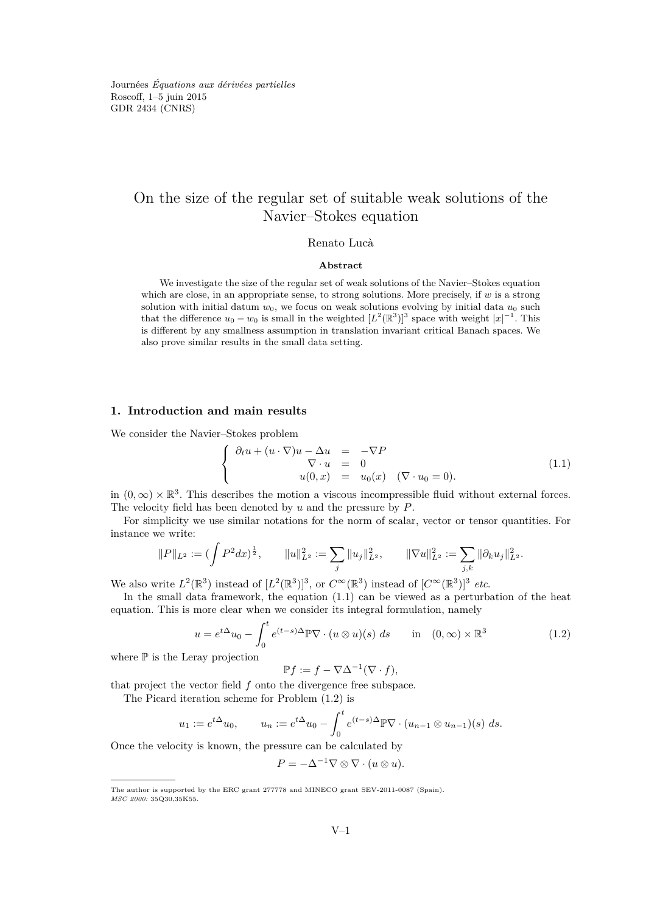Journées *Équations aux dérivées partielles*
Roscoff, 1–5 juin 2015
GDR 2434 (CNRS)

# On the size of the regular set of suitable weak solutions of the Navier–Stokes equation

Renato Lucà

**Abstract**

We investigate the size of the regular set of weak solutions of the Navier–Stokes equation which are close, in an appropriate sense, to strong solutions. More precisely, if $w$ is a strong solution with initial datum $w_0$, we focus on weak solutions evolving by initial data $u_0$ such that the difference $u_0 - w_0$ is small in the weighted $[L^2(\mathbb{R}^3)]^3$ space with weight $|x|^{-1}$. This is different by any smallness assumption in translation invariant critical Banach spaces. We also prove similar results in the small data setting.

## 1. Introduction and main results

We consider the Navier–Stokes problem

$$\left\{ \begin{array}{rcl} \partial_t u + (u \cdot \nabla) u - \Delta u &=& -\nabla P \\ \nabla \cdot u &=& 0 \\ u(0,x) &=& u_0(x) \quad (\nabla \cdot u_0 = 0). \end{array} \right. \tag{1.1}$$

in $(0,\infty) \times \mathbb{R}^3$. This describes the motion a viscous incompressible fluid without external forces. The velocity field has been denoted by $u$ and the pressure by $P$.

For simplicity we use similar notations for the norm of scalar, vector or tensor quantities. For instance we write:

$$\|P\|_{L^2} := (\int P^2 dx)^{\frac{1}{2}}, \qquad \|u\|_{L^2}^2 := \sum_j \|u_j\|_{L^2}^2, \qquad \|\nabla u\|_{L^2}^2 := \sum_{j,k} \|\partial_k u_j\|_{L^2}^2.$$

We also write $L^2(\mathbb{R}^3)$ instead of $[L^2(\mathbb{R}^3)]^3$, or $C^\infty(\mathbb{R}^3)$ instead of $[C^\infty(\mathbb{R}^3)]^3$ *etc.*

In the small data framework, the equation (1.1) can be viewed as a perturbation of the heat equation. This is more clear when we consider its integral formulation, namely

$$u = e^{t\Delta} u_0 - \int_0^t e^{(t-s)\Delta} \mathbb{P} \nabla \cdot (u \otimes u)(s)\ ds \qquad \text{in} \quad (0,\infty) \times \mathbb{R}^3 \tag{1.2}$$

where $\mathbb{P}$ is the Leray projection

$$\mathbb{P} f := f - \nabla \Delta^{-1} (\nabla \cdot f),$$

that project the vector field $f$ onto the divergence free subspace.

The Picard iteration scheme for Problem (1.2) is

$$u_1 := e^{t\Delta} u_0, \qquad u_n := e^{t\Delta} u_0 - \int_0^t e^{(t-s)\Delta} \mathbb{P} \nabla \cdot (u_{n-1} \otimes u_{n-1})(s)\ ds.$$

Once the velocity is known, the pressure can be calculated by

$$P = -\Delta^{-1} \nabla \otimes \nabla \cdot (u \otimes u).$$

---

The author is supported by the ERC grant 277778 and MINECO grant SEV-2011-0087 (Spain).
*MSC 2000:* 35Q30,35K55.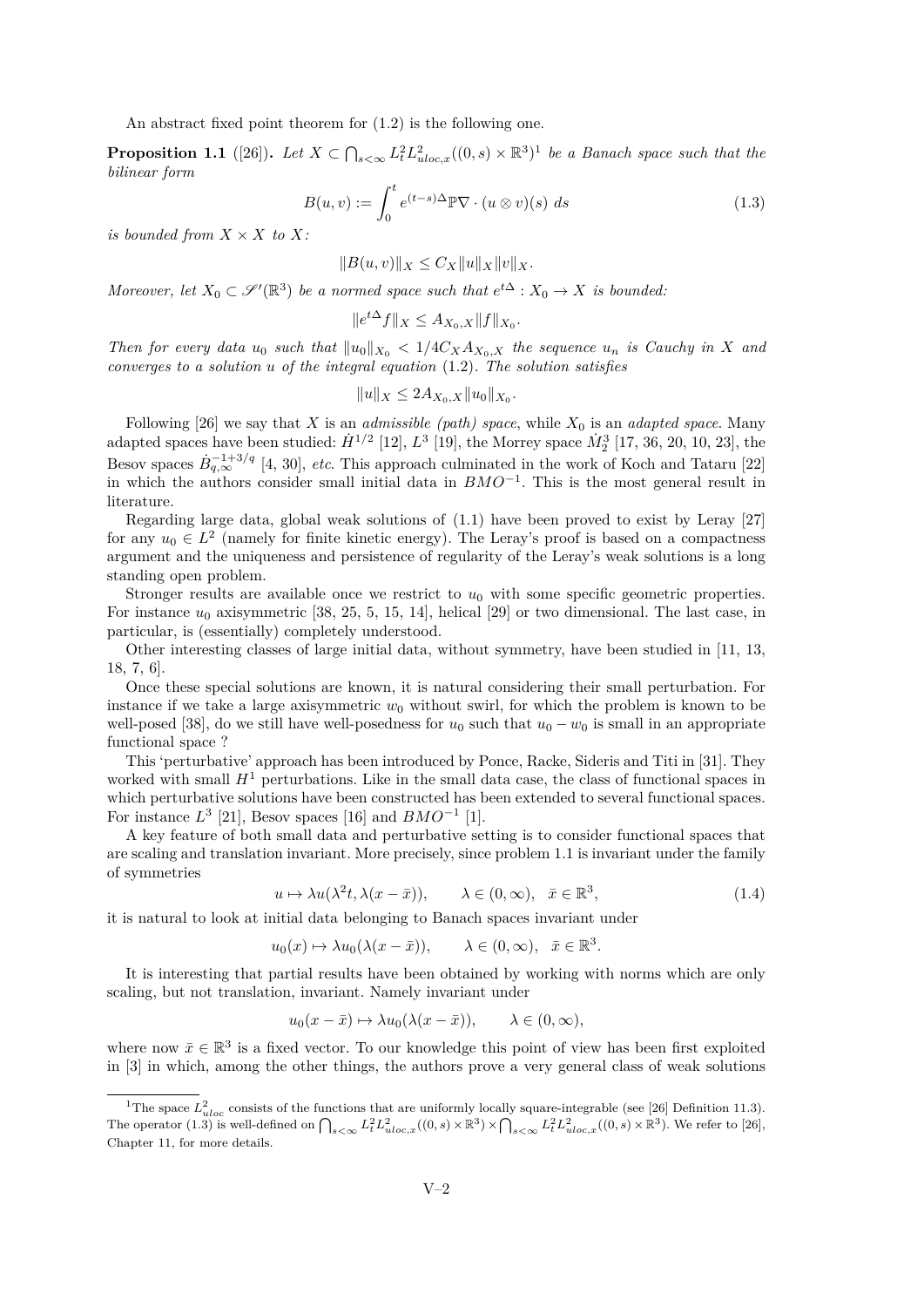An abstract fixed point theorem for (1.2) is the following one.

**Proposition 1.1** ([26])**.** *Let $X \subset \bigcap_{s<\infty} L^2_t L^2_{uloc,x}((0,s)\times\mathbb{R}^3)$[1] be a Banach space such that the bilinear form*

$$B(u,v) := \int_0^t e^{(t-s)\Delta}\mathbb{P}\nabla\cdot(u\otimes v)(s)\ ds \tag{1.3}$$

*is bounded from $X\times X$ to $X$:*

$$\|B(u,v)\|_X \le C_X\|u\|_X\|v\|_X.$$

*Moreover, let $X_0 \subset \mathscr{S}'(\mathbb{R}^3)$ be a normed space such that $e^{t\Delta}: X_0 \to X$ is bounded:*

$$\|e^{t\Delta}f\|_X \le A_{X_0,X}\|f\|_{X_0}.$$

*Then for every data $u_0$ such that $\|u_0\|_{X_0} < 1/4C_X A_{X_0,X}$ the sequence $u_n$ is Cauchy in $X$ and converges to a solution $u$ of the integral equation (1.2). The solution satisfies*

$$\|u\|_X \le 2A_{X_0,X}\|u_0\|_{X_0}.$$

Following [26] we say that $X$ is an *admissible (path) space*, while $X_0$ is an *adapted space*. Many adapted spaces have been studied: $\dot{H}^{1/2}$ [12], $L^3$ [19], the Morrey space $\dot{M}^3_2$ [17, 36, 20, 10, 23], the Besov spaces $\dot{B}^{-1+3/q}_{q,\infty}$ [4, 30], *etc*. This approach culminated in the work of Koch and Tataru [22] in which the authors consider small initial data in $BMO^{-1}$. This is the most general result in literature.

Regarding large data, global weak solutions of (1.1) have been proved to exist by Leray [27] for any $u_0 \in L^2$ (namely for finite kinetic energy). The Leray's proof is based on a compactness argument and the uniqueness and persistence of regularity of the Leray's weak solutions is a long standing open problem.

Stronger results are available once we restrict to $u_0$ with some specific geometric properties. For instance $u_0$ axisymmetric [38, 25, 5, 15, 14], helical [29] or two dimensional. The last case, in particular, is (essentially) completely understood.

Other interesting classes of large initial data, without symmetry, have been studied in [11, 13, 18, 7, 6].

Once these special solutions are known, it is natural considering their small perturbation. For instance if we take a large axisymmetric $w_0$ without swirl, for which the problem is known to be well-posed [38], do we still have well-posedness for $u_0$ such that $u_0 - w_0$ is small in an appropriate functional space ?

This 'perturbative' approach has been introduced by Ponce, Racke, Sideris and Titi in [31]. They worked with small $H^1$ perturbations. Like in the small data case, the class of functional spaces in which perturbative solutions have been constructed has been extended to several functional spaces. For instance $L^3$ [21], Besov spaces [16] and $BMO^{-1}$ [1].

A key feature of both small data and perturbative setting is to consider functional spaces that are scaling and translation invariant. More precisely, since problem 1.1 is invariant under the family of symmetries

$$u \mapsto \lambda u(\lambda^2 t, \lambda(x-\bar{x})), \qquad \lambda\in(0,\infty),\quad \bar{x}\in\mathbb{R}^3, \tag{1.4}$$

it is natural to look at initial data belonging to Banach spaces invariant under

$$u_0(x) \mapsto \lambda u_0(\lambda(x-\bar{x})), \qquad \lambda\in(0,\infty),\quad \bar{x}\in\mathbb{R}^3.$$

It is interesting that partial results have been obtained by working with norms which are only scaling, but not translation, invariant. Namely invariant under

$$u_0(x-\bar{x}) \mapsto \lambda u_0(\lambda(x-\bar{x})), \qquad \lambda\in(0,\infty),$$

where now $\bar{x}\in\mathbb{R}^3$ is a fixed vector. To our knowledge this point of view has been first exploited in [3] in which, among the other things, the authors prove a very general class of weak solutions

---

[1] The space $L^2_{uloc}$ consists of the functions that are uniformly locally square-integrable (see [26] Definition 11.3). The operator (1.3) is well-defined on $\bigcap_{s<\infty} L^2_t L^2_{uloc,x}((0,s)\times\mathbb{R}^3)\times\bigcap_{s<\infty} L^2_t L^2_{uloc,x}((0,s)\times\mathbb{R}^3)$. We refer to [26], Chapter 11, for more details.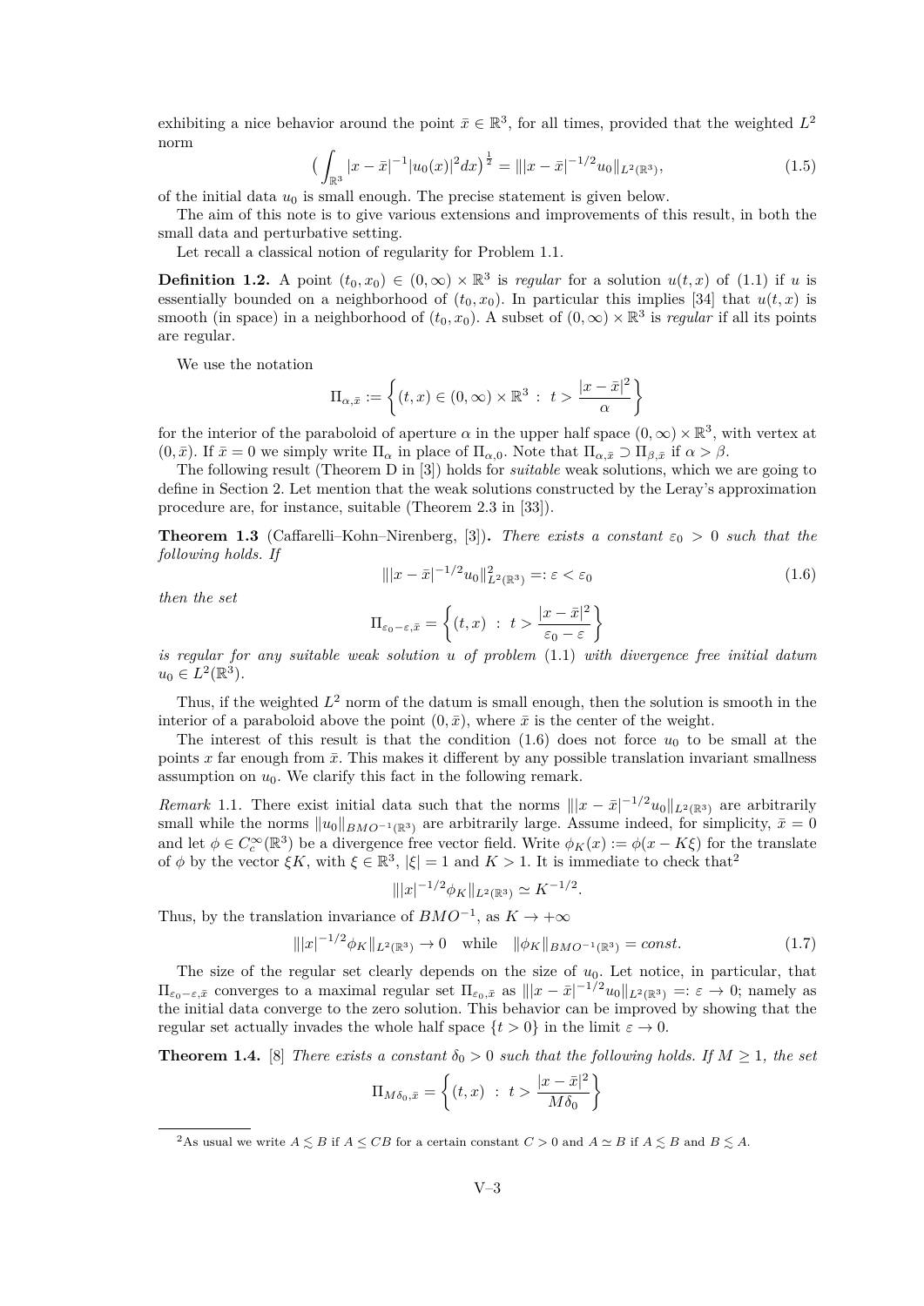exhibiting a nice behavior around the point $\bar{x} \in \mathbb{R}^3$, for all times, provided that the weighted $L^2$ norm

$$\Big(\int_{\mathbb{R}^3} |x-\bar{x}|^{-1}|u_0(x)|^2 dx\Big)^{\frac{1}{2}} = \||x-\bar{x}|^{-1/2}u_0\|_{L^2(\mathbb{R}^3)}, \tag{1.5}$$

of the initial data $u_0$ is small enough. The precise statement is given below.

The aim of this note is to give various extensions and improvements of this result, in both the small data and perturbative setting.

Let recall a classical notion of regularity for Problem 1.1.

**Definition 1.2.** A point $(t_0, x_0) \in (0,\infty)\times\mathbb{R}^3$ is *regular* for a solution $u(t,x)$ of (1.1) if $u$ is essentially bounded on a neighborhood of $(t_0,x_0)$. In particular this implies [34] that $u(t,x)$ is smooth (in space) in a neighborhood of $(t_0,x_0)$. A subset of $(0,\infty)\times\mathbb{R}^3$ is *regular* if all its points are regular.

We use the notation

$$\Pi_{\alpha,\bar{x}} := \left\{(t,x) \in (0,\infty)\times\mathbb{R}^3 \;:\; t > \frac{|x-\bar{x}|^2}{\alpha}\right\}$$

for the interior of the paraboloid of aperture $\alpha$ in the upper half space $(0,\infty)\times\mathbb{R}^3$, with vertex at $(0,\bar{x})$. If $\bar{x}=0$ we simply write $\Pi_\alpha$ in place of $\Pi_{\alpha,0}$. Note that $\Pi_{\alpha,\bar{x}} \supset \Pi_{\beta,\bar{x}}$ if $\alpha > \beta$.

The following result (Theorem D in [3]) holds for *suitable* weak solutions, which we are going to define in Section 2. Let mention that the weak solutions constructed by the Leray's approximation procedure are, for instance, suitable (Theorem 2.3 in [33]).

**Theorem 1.3** (Caffarelli–Kohn–Nirenberg, [3])**.** *There exists a constant $\varepsilon_0 > 0$ such that the following holds. If*

$$\||x-\bar{x}|^{-1/2}u_0\|^2_{L^2(\mathbb{R}^3)} =: \varepsilon < \varepsilon_0 \tag{1.6}$$

*then the set*

$$\Pi_{\varepsilon_0-\varepsilon,\bar{x}} = \left\{(t,x) \;:\; t > \frac{|x-\bar{x}|^2}{\varepsilon_0-\varepsilon}\right\}$$

*is regular for any suitable weak solution $u$ of problem* (1.1) *with divergence free initial datum $u_0 \in L^2(\mathbb{R}^3)$.*

Thus, if the weighted $L^2$ norm of the datum is small enough, then the solution is smooth in the interior of a paraboloid above the point $(0,\bar{x})$, where $\bar{x}$ is the center of the weight.

The interest of this result is that the condition (1.6) does not force $u_0$ to be small at the points $x$ far enough from $\bar{x}$. This makes it different by any possible translation invariant smallness assumption on $u_0$. We clarify this fact in the following remark.

*Remark* 1.1. There exist initial data such that the norms $\||x-\bar{x}|^{-1/2}u_0\|_{L^2(\mathbb{R}^3)}$ are arbitrarily small while the norms $\|u_0\|_{BMO^{-1}(\mathbb{R}^3)}$ are arbitrarily large. Assume indeed, for simplicity, $\bar{x}=0$ and let $\phi \in C_c^\infty(\mathbb{R}^3)$ be a divergence free vector field. Write $\phi_K(x) := \phi(x-K\xi)$ for the translate of $\phi$ by the vector $\xi K$, with $\xi \in \mathbb{R}^3$, $|\xi|=1$ and $K>1$. It is immediate to check that[2]

$$\||x|^{-1/2}\phi_K\|_{L^2(\mathbb{R}^3)} \simeq K^{-1/2}.$$

Thus, by the translation invariance of $BMO^{-1}$, as $K \to +\infty$

$$\||x|^{-1/2}\phi_K\|_{L^2(\mathbb{R}^3)} \to 0 \quad \text{while} \quad \|\phi_K\|_{BMO^{-1}(\mathbb{R}^3)} = const. \tag{1.7}$$

The size of the regular set clearly depends on the size of $u_0$. Let notice, in particular, that $\Pi_{\varepsilon_0-\varepsilon,\bar{x}}$ converges to a maximal regular set $\Pi_{\varepsilon_0,\bar{x}}$ as $\||x-\bar{x}|^{-1/2}u_0\|_{L^2(\mathbb{R}^3)} =: \varepsilon \to 0$; namely as the initial data converge to the zero solution. This behavior can be improved by showing that the regular set actually invades the whole half space $\{t>0\}$ in the limit $\varepsilon \to 0$.

**Theorem 1.4.** [8] *There exists a constant $\delta_0 > 0$ such that the following holds. If $M \geq 1$, the set*

$$\Pi_{M\delta_0,\bar{x}} = \left\{(t,x) \;:\; t > \frac{|x-\bar{x}|^2}{M\delta_0}\right\}$$

---

[2] As usual we write $A \lesssim B$ if $A \leq CB$ for a certain constant $C>0$ and $A \simeq B$ if $A \lesssim B$ and $B \lesssim A$.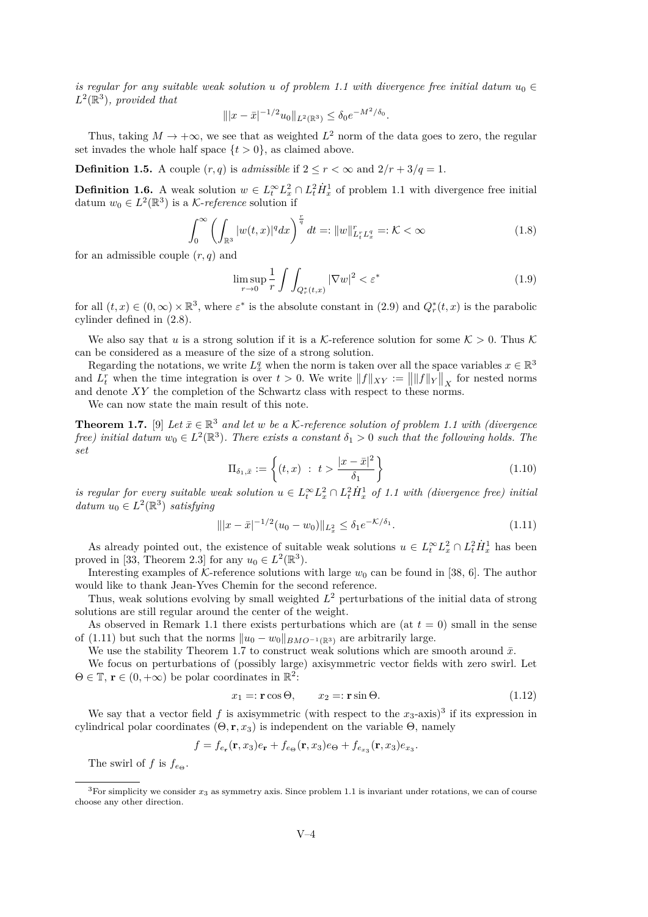*is regular for any suitable weak solution $u$ of problem 1.1 with divergence free initial datum $u_0 \in L^2(\mathbb{R}^3)$, provided that*

$$\||x-\bar{x}|^{-1/2}u_0\|_{L^2(\mathbb{R}^3)} \leq \delta_0 e^{-M^2/\delta_0}.$$

Thus, taking $M \to +\infty$, we see that as weighted $L^2$ norm of the data goes to zero, the regular set invades the whole half space $\{t > 0\}$, as claimed above.

**Definition 1.5.** A couple $(r, q)$ is *admissible* if $2 \leq r < \infty$ and $2/r + 3/q = 1$.

**Definition 1.6.** A weak solution $w \in L^\infty_t L^2_x \cap L^2_t \dot{H}^1_x$ of problem 1.1 with divergence free initial datum $w_0 \in L^2(\mathbb{R}^3)$ is a $\mathcal{K}$*-reference* solution if

$$\int_0^\infty \left( \int_{\mathbb{R}^3} |w(t,x)|^q dx \right)^{\frac{r}{q}} dt =: \|w\|^r_{L^r_t L^q_x} =: \mathcal{K} < \infty \tag{1.8}$$

for an admissible couple $(r, q)$ and

$$\limsup_{r \to 0} \frac{1}{r} \int\int_{Q^*_r(t,x)} |\nabla w|^2 < \varepsilon^* \tag{1.9}$$

for all $(t, x) \in (0, \infty) \times \mathbb{R}^3$, where $\varepsilon^*$ is the absolute constant in (2.9) and $Q^*_r(t, x)$ is the parabolic cylinder defined in (2.8).

We also say that $u$ is a strong solution if it is a $\mathcal{K}$-reference solution for some $\mathcal{K} > 0$. Thus $\mathcal{K}$ can be considered as a measure of the size of a strong solution.

Regarding the notations, we write $L^q_x$ when the norm is taken over all the space variables $x \in \mathbb{R}^3$ and $L^r_t$ when the time integration is over $t > 0$. We write $\|f\|_{XY} := \big\|\|f\|_Y\big\|_X$ for nested norms and denote $XY$ the completion of the Schwartz class with respect to these norms.

We can now state the main result of this note.

**Theorem 1.7.** [9] *Let $\bar{x} \in \mathbb{R}^3$ and let $w$ be a $\mathcal{K}$-reference solution of problem 1.1 with (divergence free) initial datum $w_0 \in L^2(\mathbb{R}^3)$. There exists a constant $\delta_1 > 0$ such that the following holds. The set*

$$\Pi_{\delta_1, \bar{x}} := \left\{ (t, x) \ : \ t > \frac{|x - \bar{x}|^2}{\delta_1} \right\} \tag{1.10}$$

*is regular for every suitable weak solution $u \in L^\infty_t L^2_x \cap L^2_t \dot{H}^1_x$ of 1.1 with (divergence free) initial datum $u_0 \in L^2(\mathbb{R}^3)$ satisfying*

$$\||x - \bar{x}|^{-1/2}(u_0 - w_0)\|_{L^2_x} \leq \delta_1 e^{-\mathcal{K}/\delta_1}. \tag{1.11}$$

As already pointed out, the existence of suitable weak solutions $u \in L^\infty_t L^2_x \cap L^2_t \dot{H}^1_x$ has been proved in [33, Theorem 2.3] for any $u_0 \in L^2(\mathbb{R}^3)$.

Interesting examples of $\mathcal{K}$-reference solutions with large $w_0$ can be found in [38, 6]. The author would like to thank Jean-Yves Chemin for the second reference.

Thus, weak solutions evolving by small weighted $L^2$ perturbations of the initial data of strong solutions are still regular around the center of the weight.

As observed in Remark 1.1 there exists perturbations which are (at $t = 0$) small in the sense of (1.11) but such that the norms $\|u_0 - w_0\|_{BMO^{-1}(\mathbb{R}^3)}$ are arbitrarily large.

We use the stability Theorem 1.7 to construct weak solutions which are smooth around $\bar{x}$.

We focus on perturbations of (possibly large) axisymmetric vector fields with zero swirl. Let $\Theta \in \mathbb{T}$, $\mathbf{r} \in (0, +\infty)$ be polar coordinates in $\mathbb{R}^2$:

$$x_1 =: \mathbf{r} \cos \Theta, \qquad x_2 =: \mathbf{r} \sin \Theta. \tag{1.12}$$

We say that a vector field $f$ is axisymmetric (with respect to the $x_3$-axis)[3] if its expression in cylindrical polar coordinates $(\Theta, \mathbf{r}, x_3)$ is independent on the variable $\Theta$, namely

$$f = f_{e_\mathbf{r}}(\mathbf{r}, x_3)e_\mathbf{r} + f_{e_\Theta}(\mathbf{r}, x_3)e_\Theta + f_{e_{x_3}}(\mathbf{r}, x_3)e_{x_3}.$$

The swirl of $f$ is $f_{e_\Theta}$.

---

[3] For simplicity we consider $x_3$ as symmetry axis. Since problem 1.1 is invariant under rotations, we can of course choose any other direction.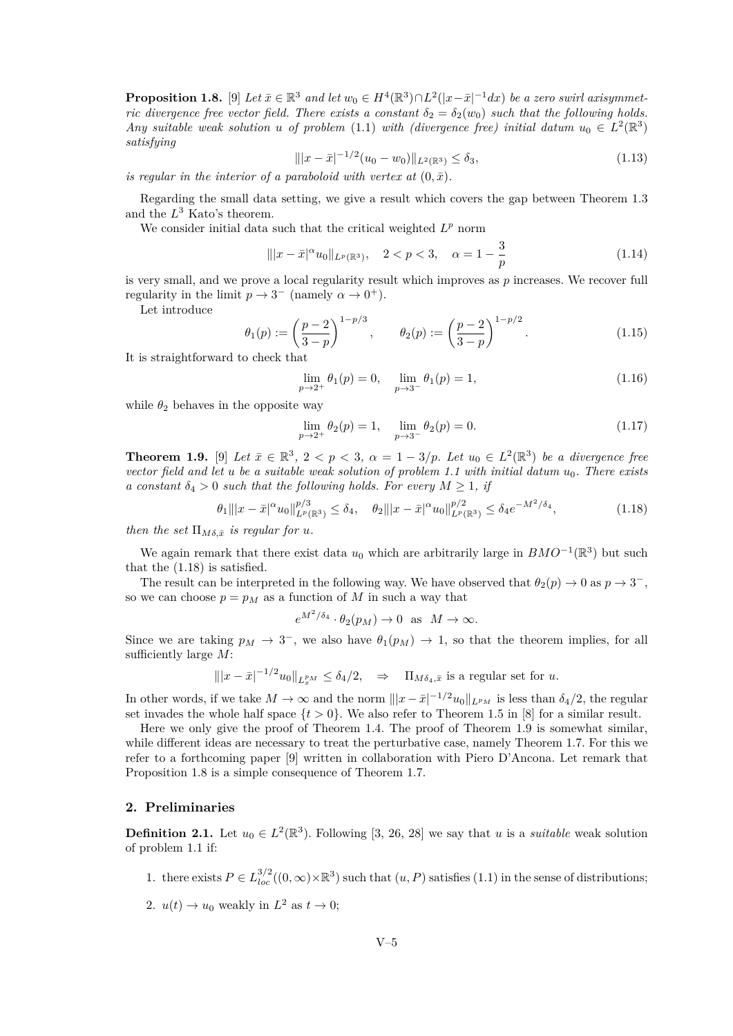**Proposition 1.8.** [9] *Let $\bar{x} \in \mathbb{R}^3$ and let $w_0 \in H^4(\mathbb{R}^3) \cap L^2(|x-\bar{x}|^{-1}dx)$ be a zero swirl axisymmetric divergence free vector field. There exists a constant $\delta_2 = \delta_2(w_0)$ such that the following holds. Any suitable weak solution $u$ of problem (1.1) with (divergence free) initial datum $u_0 \in L^2(\mathbb{R}^3)$ satisfying*

$$\| |x-\bar{x}|^{-1/2}(u_0 - w_0)\|_{L^2(\mathbb{R}^3)} \leq \delta_3, \tag{1.13}$$

*is regular in the interior of a paraboloid with vertex at $(0, \bar{x})$.*

Regarding the small data setting, we give a result which covers the gap between Theorem 1.3 and the $L^3$ Kato's theorem.

We consider initial data such that the critical weighted $L^p$ norm

$$\| |x-\bar{x}|^{\alpha} u_0\|_{L^p(\mathbb{R}^3)}, \quad 2 < p < 3, \quad \alpha = 1 - \frac{3}{p} \tag{1.14}$$

is very small, and we prove a local regularity result which improves as $p$ increases. We recover full regularity in the limit $p \to 3^-$ (namely $\alpha \to 0^+$).

Let introduce

$$\theta_1(p) := \left(\frac{p-2}{3-p}\right)^{1-p/3}, \qquad \theta_2(p) := \left(\frac{p-2}{3-p}\right)^{1-p/2}. \tag{1.15}$$

It is straightforward to check that

$$\lim_{p \to 2^+} \theta_1(p) = 0, \quad \lim_{p \to 3^-} \theta_1(p) = 1, \tag{1.16}$$

while $\theta_2$ behaves in the opposite way

$$\lim_{p \to 2^+} \theta_2(p) = 1, \quad \lim_{p \to 3^-} \theta_2(p) = 0. \tag{1.17}$$

**Theorem 1.9.** [9] *Let $\bar{x} \in \mathbb{R}^3$, $2 < p < 3$, $\alpha = 1 - 3/p$. Let $u_0 \in L^2(\mathbb{R}^3)$ be a divergence free vector field and let $u$ be a suitable weak solution of problem 1.1 with initial datum $u_0$. There exists a constant $\delta_4 > 0$ such that the following holds. For every $M \geq 1$, if*

$$\theta_1 \| |x-\bar{x}|^{\alpha} u_0\|_{L^p(\mathbb{R}^3)}^{p/3} \leq \delta_4, \quad \theta_2 \| |x-\bar{x}|^{\alpha} u_0\|_{L^p(\mathbb{R}^3)}^{p/2} \leq \delta_4 e^{-M^2/\delta_4}, \tag{1.18}$$

*then the set $\Pi_{M\delta,\bar{x}}$ is regular for $u$.*

We again remark that there exist data $u_0$ which are arbitrarily large in $BMO^{-1}(\mathbb{R}^3)$ but such that the (1.18) is satisfied.

The result can be interpreted in the following way. We have observed that $\theta_2(p) \to 0$ as $p \to 3^-$, so we can choose $p = p_M$ as a function of $M$ in such a way that

$$e^{M^2/\delta_4} \cdot \theta_2(p_M) \to 0 \quad \text{as} \quad M \to \infty.$$

Since we are taking $p_M \to 3^-$, we also have $\theta_1(p_M) \to 1$, so that the theorem implies, for all sufficiently large $M$:

$$\| |x-\bar{x}|^{-1/2} u_0\|_{L_x^{p_M}} \leq \delta_4/2, \quad \Rightarrow \quad \Pi_{M\delta_4,\bar{x}} \text{ is a regular set for } u.$$

In other words, if we take $M \to \infty$ and the norm $\| |x-\bar{x}|^{-1/2} u_0\|_{L^{p_M}}$ is less than $\delta_4/2$, the regular set invades the whole half space $\{t > 0\}$. We also refer to Theorem 1.5 in [8] for a similar result.

Here we only give the proof of Theorem 1.4. The proof of Theorem 1.9 is somewhat similar, while different ideas are necessary to treat the perturbative case, namely Theorem 1.7. For this we refer to a forthcoming paper [9] written in collaboration with Piero D'Ancona. Let remark that Proposition 1.8 is a simple consequence of Theorem 1.7.

## 2. Preliminaries

**Definition 2.1.** Let $u_0 \in L^2(\mathbb{R}^3)$. Following [3, 26, 28] we say that $u$ is a *suitable* weak solution of problem 1.1 if:

1. there exists $P \in L^{3/2}_{loc}((0, \infty) \times \mathbb{R}^3)$ such that $(u, P)$ satisfies (1.1) in the sense of distributions;
2. $u(t) \to u_0$ weakly in $L^2$ as $t \to 0$;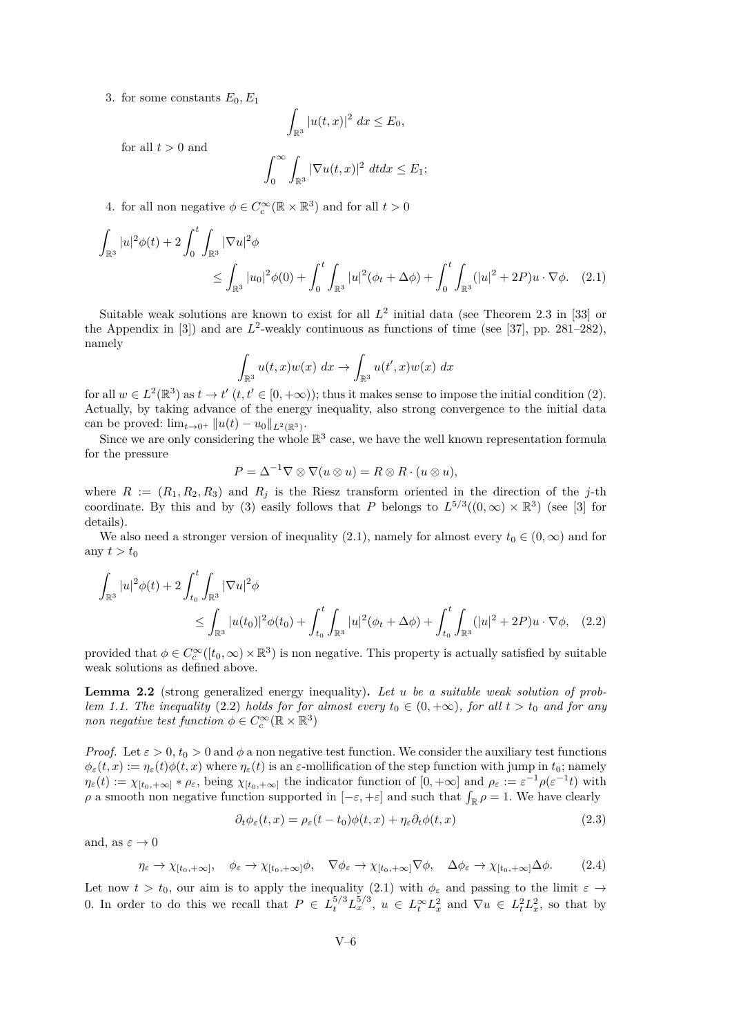3. for some constants $E_0, E_1$

$$\int_{\mathbb{R}^3} |u(t,x)|^2 \, dx \leq E_0,$$

for all $t > 0$ and

$$\int_0^\infty \int_{\mathbb{R}^3} |\nabla u(t,x)|^2 \, dt dx \leq E_1;$$

4. for all non negative $\phi \in C_c^\infty(\mathbb{R} \times \mathbb{R}^3)$ and for all $t > 0$

$$\int_{\mathbb{R}^3} |u|^2 \phi(t) + 2 \int_0^t \int_{\mathbb{R}^3} |\nabla u|^2 \phi \leq \int_{\mathbb{R}^3} |u_0|^2 \phi(0) + \int_0^t \int_{\mathbb{R}^3} |u|^2 (\phi_t + \Delta \phi) + \int_0^t \int_{\mathbb{R}^3} (|u|^2 + 2P) u \cdot \nabla \phi. \quad (2.1)$$

Suitable weak solutions are known to exist for all $L^2$ initial data (see Theorem 2.3 in [33] or the Appendix in [3]) and are $L^2$-weakly continuous as functions of time (see [37], pp. 281–282), namely

$$\int_{\mathbb{R}^3} u(t,x) w(x) \, dx \to \int_{\mathbb{R}^3} u(t',x) w(x) \, dx$$

for all $w \in L^2(\mathbb{R}^3)$ as $t \to t'$ ($t, t' \in [0, +\infty)$); thus it makes sense to impose the initial condition (2). Actually, by taking advance of the energy inequality, also strong convergence to the initial data can be proved: $\lim_{t \to 0^+} \|u(t) - u_0\|_{L^2(\mathbb{R}^3)}$.

Since we are only considering the whole $\mathbb{R}^3$ case, we have the well known representation formula for the pressure

$$P = \Delta^{-1} \nabla \otimes \nabla (u \otimes u) = R \otimes R \cdot (u \otimes u),$$

where $R := (R_1, R_2, R_3)$ and $R_j$ is the Riesz transform oriented in the direction of the $j$-th coordinate. By this and by (3) easily follows that $P$ belongs to $L^{5/3}((0, \infty) \times \mathbb{R}^3)$ (see [3] for details).

We also need a stronger version of inequality (2.1), namely for almost every $t_0 \in (0, \infty)$ and for any $t > t_0$

$$\int_{\mathbb{R}^3} |u|^2 \phi(t) + 2 \int_{t_0}^t \int_{\mathbb{R}^3} |\nabla u|^2 \phi \leq \int_{\mathbb{R}^3} |u(t_0)|^2 \phi(t_0) + \int_{t_0}^t \int_{\mathbb{R}^3} |u|^2 (\phi_t + \Delta \phi) + \int_{t_0}^t \int_{\mathbb{R}^3} (|u|^2 + 2P) u \cdot \nabla \phi, \quad (2.2)$$

provided that $\phi \in C_c^\infty([t_0, \infty) \times \mathbb{R}^3)$ is non negative. This property is actually satisfied by suitable weak solutions as defined above.

**Lemma 2.2** (strong generalized energy inequality)**.** *Let $u$ be a suitable weak solution of problem 1.1. The inequality* (2.2) *holds for for almost every $t_0 \in (0, +\infty)$, for all $t > t_0$ and for any non negative test function $\phi \in C_c^\infty(\mathbb{R} \times \mathbb{R}^3)$*

*Proof.* Let $\varepsilon > 0$, $t_0 > 0$ and $\phi$ a non negative test function. We consider the auxiliary test functions $\phi_\varepsilon(t,x) := \eta_\varepsilon(t)\phi(t,x)$ where $\eta_\varepsilon(t)$ is an $\varepsilon$-mollification of the step function with jump in $t_0$; namely $\eta_\varepsilon(t) := \chi_{[t_0, +\infty]} * \rho_\varepsilon$, being $\chi_{[t_0,+\infty]}$ the indicator function of $[0, +\infty]$ and $\rho_\varepsilon := \varepsilon^{-1}\rho(\varepsilon^{-1}t)$ with $\rho$ a smooth non negative function supported in $[-\varepsilon, +\varepsilon]$ and such that $\int_{\mathbb{R}} \rho = 1$. We have clearly

$$\partial_t \phi_\varepsilon(t,x) = \rho_\varepsilon(t - t_0)\phi(t,x) + \eta_\varepsilon \partial_t \phi(t,x) \quad (2.3)$$

and, as $\varepsilon \to 0$

$$\eta_\varepsilon \to \chi_{[t_0,+\infty]}, \quad \phi_\varepsilon \to \chi_{[t_0,+\infty]}\phi, \quad \nabla \phi_\varepsilon \to \chi_{[t_0,+\infty]} \nabla \phi, \quad \Delta \phi_\varepsilon \to \chi_{[t_0,+\infty]} \Delta \phi. \quad (2.4)$$

Let now $t > t_0$, our aim is to apply the inequality (2.1) with $\phi_\varepsilon$ and passing to the limit $\varepsilon \to 0$. In order to do this we recall that $P \in L_t^{5/3} L_x^{5/3}$, $u \in L_t^\infty L_x^2$ and $\nabla u \in L_t^2 L_x^2$, so that by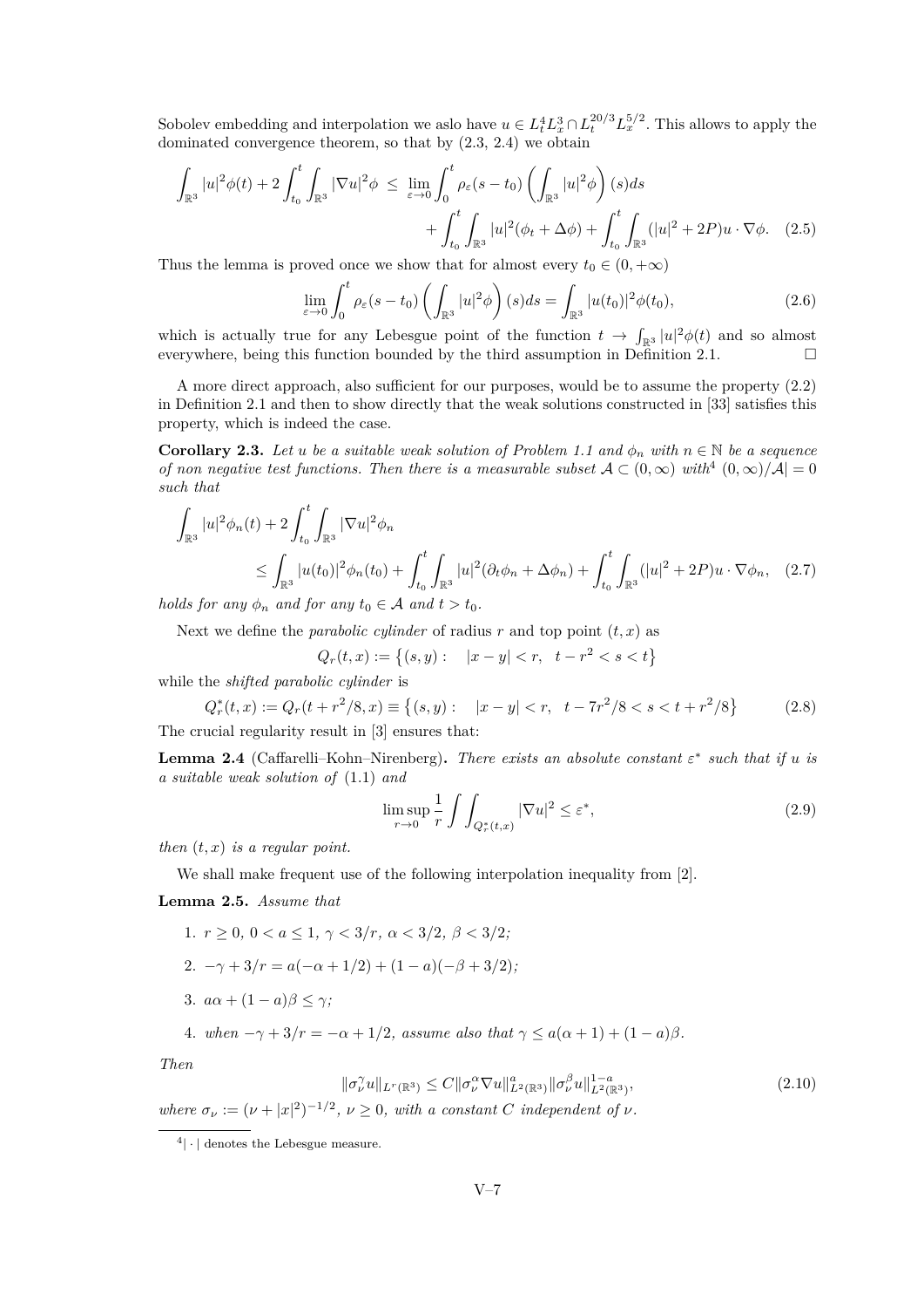Sobolev embedding and interpolation we aslo have $u \in L^4_t L^3_x \cap L^{20/3}_t L^{5/2}_x$. This allows to apply the dominated convergence theorem, so that by (2.3, 2.4) we obtain

$$\int_{\mathbb{R}^3} |u|^2 \phi(t) + 2\int_{t_0}^t \int_{\mathbb{R}^3} |\nabla u|^2 \phi \;\le\; \lim_{\varepsilon\to 0} \int_0^t \rho_\varepsilon(s-t_0)\left(\int_{\mathbb{R}^3} |u|^2\phi\right)(s)ds + \int_{t_0}^t \int_{\mathbb{R}^3} |u|^2(\phi_t + \Delta\phi) + \int_{t_0}^t \int_{\mathbb{R}^3} (|u|^2 + 2P) u\cdot\nabla\phi. \quad (2.5)$$

Thus the lemma is proved once we show that for almost every $t_0 \in (0, +\infty)$

$$\lim_{\varepsilon\to 0} \int_0^t \rho_\varepsilon(s-t_0)\left(\int_{\mathbb{R}^3} |u|^2\phi\right)(s)ds = \int_{\mathbb{R}^3} |u(t_0)|^2\phi(t_0), \quad (2.6)$$

which is actually true for any Lebesgue point of the function $t \to \int_{\mathbb{R}^3} |u|^2\phi(t)$ and so almost everywhere, being this function bounded by the third assumption in Definition 2.1. $\square$

A more direct approach, also sufficient for our purposes, would be to assume the property (2.2) in Definition 2.1 and then to show directly that the weak solutions constructed in [33] satisfies this property, which is indeed the case.

**Corollary 2.3.** *Let $u$ be a suitable weak solution of Problem 1.1 and $\phi_n$ with $n \in \mathbb{N}$ be a sequence of non negative test functions. Then there is a measurable subset $\mathcal{A} \subset (0,\infty)$ with[4] $(0,\infty)/\mathcal{A}| = 0$ such that*

$$\int_{\mathbb{R}^3} |u|^2 \phi_n(t) + 2\int_{t_0}^t \int_{\mathbb{R}^3} |\nabla u|^2 \phi_n \le \int_{\mathbb{R}^3} |u(t_0)|^2 \phi_n(t_0) + \int_{t_0}^t \int_{\mathbb{R}^3} |u|^2(\partial_t\phi_n + \Delta\phi_n) + \int_{t_0}^t \int_{\mathbb{R}^3} (|u|^2 + 2P) u\cdot\nabla\phi_n, \quad (2.7)$$

*holds for any $\phi_n$ and for any $t_0 \in \mathcal{A}$ and $t > t_0$.*

Next we define the *parabolic cylinder* of radius $r$ and top point $(t,x)$ as

$$Q_r(t,x) := \{(s,y): \quad |x-y| < r, \quad t - r^2 < s < t\}$$

while the *shifted parabolic cylinder* is

$$Q^*_r(t,x) := Q_r(t + r^2/8, x) \equiv \{(s,y): \quad |x-y| < r, \quad t - 7r^2/8 < s < t + r^2/8\} \quad (2.8)$$

The crucial regularity result in [3] ensures that:

**Lemma 2.4** (Caffarelli–Kohn–Nirenberg)**.** *There exists an absolute constant $\varepsilon^*$ such that if $u$ is a suitable weak solution of* (1.1) *and*

$$\limsup_{r\to 0} \frac{1}{r} \int\int_{Q^*_r(t,x)} |\nabla u|^2 \le \varepsilon^*, \quad (2.9)$$

*then $(t,x)$ is a regular point.*

We shall make frequent use of the following interpolation inequality from [2].

**Lemma 2.5.** *Assume that*

1. *$r \ge 0$, $0 < a \le 1$, $\gamma < 3/r$, $\alpha < 3/2$, $\beta < 3/2$;*
2. *$-\gamma + 3/r = a(-\alpha + 1/2) + (1-a)(-\beta + 3/2)$;*
3. *$a\alpha + (1-a)\beta \le \gamma$;*
4. *when $-\gamma + 3/r = -\alpha + 1/2$, assume also that $\gamma \le a(\alpha+1) + (1-a)\beta$.*

*Then*

$$\|\sigma_\nu^\gamma u\|_{L^r(\mathbb{R}^3)} \le C\|\sigma_\nu^\alpha \nabla u\|^a_{L^2(\mathbb{R}^3)} \|\sigma_\nu^\beta u\|^{1-a}_{L^2(\mathbb{R}^3)}, \quad (2.10)$$

*where $\sigma_\nu := (\nu + |x|^2)^{-1/2}$, $\nu \ge 0$, with a constant $C$ independent of $\nu$.*

[4] $|\cdot|$ denotes the Lebesgue measure.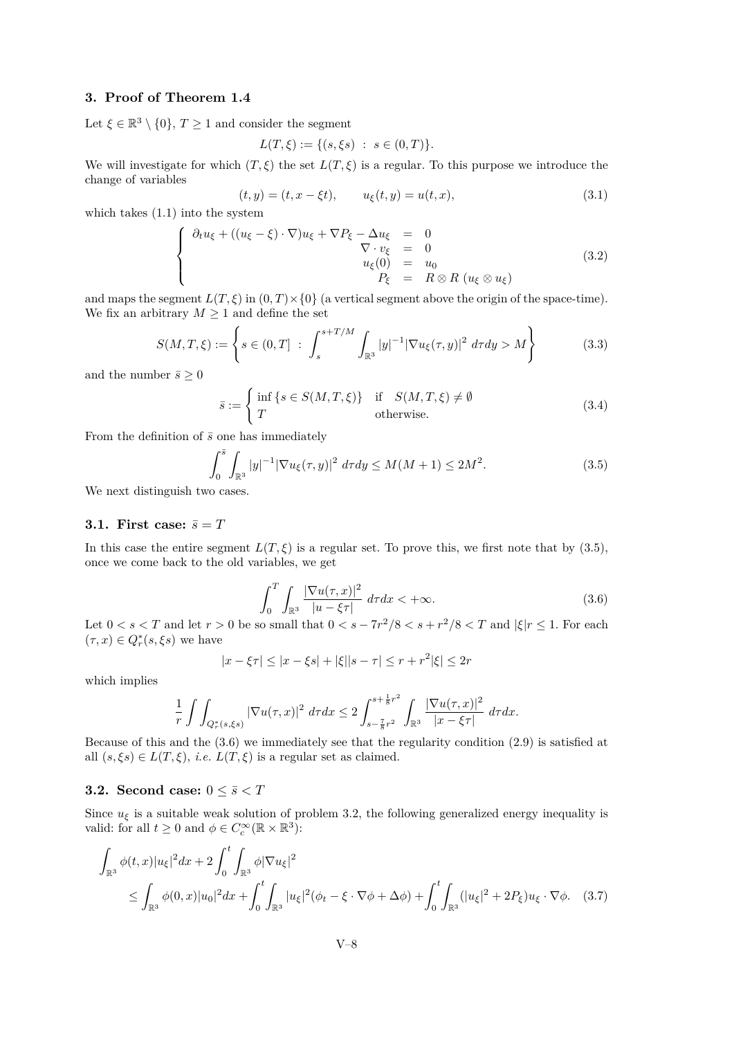## 3. Proof of Theorem 1.4

Let $\xi \in \mathbb{R}^3 \setminus \{0\}$, $T \geq 1$ and consider the segment

$$L(T, \xi) := \{(s, \xi s) \ : \ s \in (0, T)\}.$$

We will investigate for which $(T, \xi)$ the set $L(T, \xi)$ is a regular. To this purpose we introduce the change of variables

$$(t, y) = (t, x - \xi t), \qquad u_\xi(t, y) = u(t, x), \tag{3.1}$$

which takes (1.1) into the system

$$\begin{cases} \partial_t u_\xi + ((u_\xi - \xi) \cdot \nabla) u_\xi + \nabla P_\xi - \Delta u_\xi &= 0 \\ \nabla \cdot v_\xi &= 0 \\ u_\xi(0) &= u_0 \\ P_\xi &= R \otimes R \ (u_\xi \otimes u_\xi) \end{cases} \tag{3.2}$$

and maps the segment $L(T, \xi)$ in $(0, T) \times \{0\}$ (a vertical segment above the origin of the space-time). We fix an arbitrary $M \geq 1$ and define the set

$$S(M, T, \xi) := \left\{ s \in (0, T] \ : \ \int_s^{s + T/M} \int_{\mathbb{R}^3} |y|^{-1} |\nabla u_\xi(\tau, y)|^2 \ d\tau dy > M \right\} \tag{3.3}$$

and the number $\bar{s} \geq 0$

$$\bar{s} := \begin{cases} \inf \{ s \in S(M, T, \xi) \} & \text{if} \quad S(M, T, \xi) \neq \emptyset \\ T & \text{otherwise.} \end{cases} \tag{3.4}$$

From the definition of $\bar{s}$ one has immediately

$$\int_0^{\bar{s}} \int_{\mathbb{R}^3} |y|^{-1} |\nabla u_\xi(\tau, y)|^2 \ d\tau dy \leq M(M+1) \leq 2M^2. \tag{3.5}$$

We next distinguish two cases.

### 3.1. First case: $\bar{s} = T$

In this case the entire segment $L(T, \xi)$ is a regular set. To prove this, we first note that by (3.5), once we come back to the old variables, we get

$$\int_0^T \int_{\mathbb{R}^3} \frac{|\nabla u(\tau, x)|^2}{|u - \xi \tau|} \ d\tau dx < +\infty. \tag{3.6}$$

Let $0 < s < T$ and let $r > 0$ be so small that $0 < s - 7r^2/8 < s + r^2/8 < T$ and $|\xi| r \leq 1$. For each $(\tau, x) \in Q_r^*(s, \xi s)$ we have

$$|x - \xi \tau| \leq |x - \xi s| + |\xi||s - \tau| \leq r + r^2 |\xi| \leq 2r$$

which implies

$$\frac{1}{r} \int \int_{Q_r^*(s, \xi s)} |\nabla u(\tau, x)|^2 \ d\tau dx \leq 2 \int_{s - \frac{7}{8} r^2}^{s + \frac{1}{8} r^2} \int_{\mathbb{R}^3} \frac{|\nabla u(\tau, x)|^2}{|x - \xi \tau|} \ d\tau dx.$$

Because of this and the (3.6) we immediately see that the regularity condition (2.9) is satisfied at all $(s, \xi s) \in L(T, \xi)$, *i.e.* $L(T, \xi)$ is a regular set as claimed.

### 3.2. Second case: $0 \leq \bar{s} < T$

Since $u_\xi$ is a suitable weak solution of problem 3.2, the following generalized energy inequality is valid: for all $t \geq 0$ and $\phi \in C_c^\infty(\mathbb{R} \times \mathbb{R}^3)$:

$$\int_{\mathbb{R}^3} \phi(t, x) |u_\xi|^2 dx + 2 \int_0^t \int_{\mathbb{R}^3} \phi |\nabla u_\xi|^2$$
$$\leq \int_{\mathbb{R}^3} \phi(0, x) |u_0|^2 dx + \int_0^t \int_{\mathbb{R}^3} |u_\xi|^2 (\phi_t - \xi \cdot \nabla \phi + \Delta \phi) + \int_0^t \int_{\mathbb{R}^3} (|u_\xi|^2 + 2P_\xi) u_\xi \cdot \nabla \phi. \tag{3.7}$$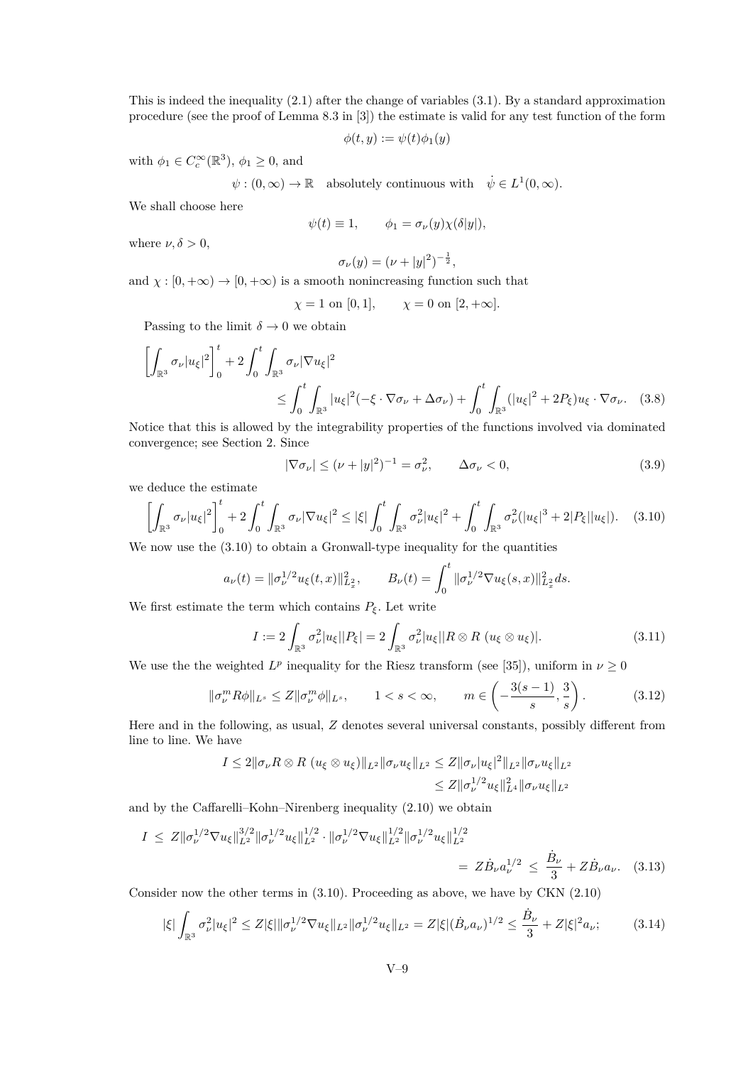This is indeed the inequality (2.1) after the change of variables (3.1). By a standard approximation procedure (see the proof of Lemma 8.3 in [3]) the estimate is valid for any test function of the form

$$\phi(t,y) := \psi(t)\phi_1(y)$$

with $\phi_1 \in C_c^\infty(\mathbb{R}^3)$, $\phi_1 \geq 0$, and

$$\psi : (0,\infty) \to \mathbb{R} \quad \text{absolutely continuous with} \quad \dot{\psi} \in L^1(0,\infty).$$

We shall choose here

$$\psi(t) \equiv 1, \qquad \phi_1 = \sigma_\nu(y)\chi(\delta|y|),$$

where $\nu, \delta > 0$,

$$\sigma_\nu(y) = (\nu + |y|^2)^{-\frac{1}{2}},$$

and $\chi : [0,+\infty) \to [0,+\infty)$ is a smooth nonincreasing function such that

$$\chi = 1 \text{ on } [0,1], \qquad \chi = 0 \text{ on } [2,+\infty].$$

Passing to the limit $\delta \to 0$ we obtain

$$\left[\int_{\mathbb{R}^3} \sigma_\nu |u_\xi|^2\right]_0^t + 2\int_0^t \int_{\mathbb{R}^3} \sigma_\nu |\nabla u_\xi|^2 \leq \int_0^t \int_{\mathbb{R}^3} |u_\xi|^2(-\xi \cdot \nabla\sigma_\nu + \Delta\sigma_\nu) + \int_0^t \int_{\mathbb{R}^3} (|u_\xi|^2 + 2P_\xi)u_\xi \cdot \nabla\sigma_\nu. \quad (3.8)$$

Notice that this is allowed by the integrability properties of the functions involved via dominated convergence; see Section 2. Since

$$|\nabla\sigma_\nu| \leq (\nu + |y|^2)^{-1} = \sigma_\nu^2, \qquad \Delta\sigma_\nu < 0, \quad (3.9)$$

we deduce the estimate

$$\left[\int_{\mathbb{R}^3} \sigma_\nu |u_\xi|^2\right]_0^t + 2\int_0^t \int_{\mathbb{R}^3} \sigma_\nu |\nabla u_\xi|^2 \leq |\xi| \int_0^t \int_{\mathbb{R}^3} \sigma_\nu^2 |u_\xi|^2 + \int_0^t \int_{\mathbb{R}^3} \sigma_\nu^2 (|u_\xi|^3 + 2|P_\xi||u_\xi|). \quad (3.10)$$

We now use the (3.10) to obtain a Gronwall-type inequality for the quantities

$$a_\nu(t) = \|\sigma_\nu^{1/2} u_\xi(t,x)\|_{L_x^2}^2, \qquad B_\nu(t) = \int_0^t \|\sigma_\nu^{1/2}\nabla u_\xi(s,x)\|_{L_x^2}^2 ds.$$

We first estimate the term which contains $P_\xi$. Let write

$$I := 2\int_{\mathbb{R}^3} \sigma_\nu^2 |u_\xi||P_\xi| = 2\int_{\mathbb{R}^3} \sigma_\nu^2 |u_\xi||R \otimes R\ (u_\xi \otimes u_\xi)|. \quad (3.11)$$

We use the the weighted $L^p$ inequality for the Riesz transform (see [35]), uniform in $\nu \geq 0$

$$\|\sigma_\nu^m R\phi\|_{L^s} \leq Z\|\sigma_\nu^m \phi\|_{L^s}, \qquad 1 < s < \infty, \qquad m \in \left(-\frac{3(s-1)}{s}, \frac{3}{s}\right). \quad (3.12)$$

Here and in the following, as usual, $Z$ denotes several universal constants, possibly different from line to line. We have

$$\begin{aligned} I \leq 2\|\sigma_\nu R \otimes R\ (u_\xi \otimes u_\xi)\|_{L^2}\|\sigma_\nu u_\xi\|_{L^2} &\leq Z\|\sigma_\nu |u_\xi|^2\|_{L^2}\|\sigma_\nu u_\xi\|_{L^2} \\ &\leq Z\|\sigma_\nu^{1/2} u_\xi\|_{L^4}^2 \|\sigma_\nu u_\xi\|_{L^2} \end{aligned}$$

and by the Caffarelli–Kohn–Nirenberg inequality (2.10) we obtain

$$\begin{aligned} I \ &\leq\ Z\|\sigma_\nu^{1/2}\nabla u_\xi\|_{L^2}^{3/2}\|\sigma_\nu^{1/2} u_\xi\|_{L^2}^{1/2} \cdot \|\sigma_\nu^{1/2}\nabla u_\xi\|_{L^2}^{1/2}\|\sigma_\nu^{1/2} u_\xi\|_{L^2}^{1/2} \\ &=\ Z\dot{B}_\nu a_\nu^{1/2}\ \leq\ \frac{\dot{B}_\nu}{3} + Z\dot{B}_\nu a_\nu. \end{aligned} \quad (3.13)$$

Consider now the other terms in (3.10). Proceeding as above, we have by CKN (2.10)

$$|\xi| \int_{\mathbb{R}^3} \sigma_\nu^2 |u_\xi|^2 \leq Z|\xi|\|\sigma_\nu^{1/2}\nabla u_\xi\|_{L^2}\|\sigma_\nu^{1/2} u_\xi\|_{L^2} = Z|\xi|(\dot{B}_\nu a_\nu)^{1/2} \leq \frac{\dot{B}_\nu}{3} + Z|\xi|^2 a_\nu; \quad (3.14)$$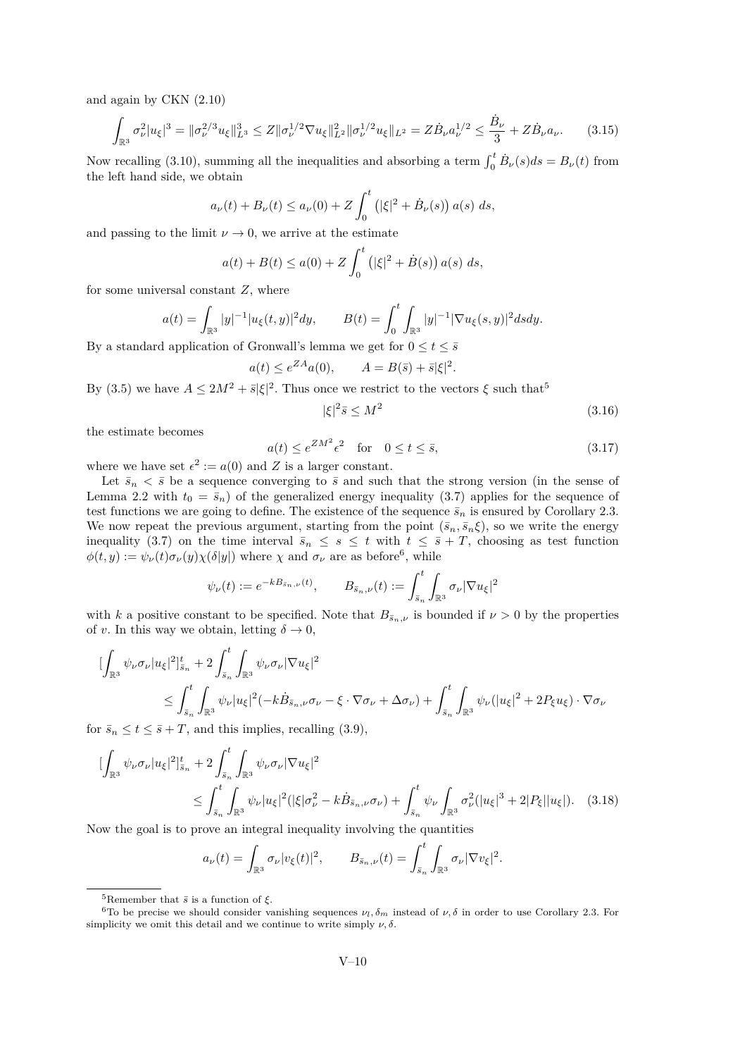and again by CKN (2.10)

$$\int_{\mathbb{R}^3} \sigma_\nu^2 |u_\xi|^3 = \|\sigma_\nu^{2/3} u_\xi\|_{L^3}^3 \le Z \|\sigma_\nu^{1/2} \nabla u_\xi\|_{L^2}^2 \|\sigma_\nu^{1/2} u_\xi\|_{L^2} = Z \dot{B}_\nu a_\nu^{1/2} \le \frac{\dot{B}_\nu}{3} + Z \dot{B}_\nu a_\nu. \tag{3.15}$$

Now recalling (3.10), summing all the inequalities and absorbing a term $\int_0^t \dot{B}_\nu(s) ds = B_\nu(t)$ from the left hand side, we obtain

$$a_\nu(t) + B_\nu(t) \le a_\nu(0) + Z \int_0^t \left(|\xi|^2 + \dot{B}_\nu(s)\right) a(s) \, ds,$$

and passing to the limit $\nu \to 0$, we arrive at the estimate

$$a(t) + B(t) \le a(0) + Z \int_0^t \left(|\xi|^2 + \dot{B}(s)\right) a(s) \, ds,$$

for some universal constant $Z$, where

$$a(t) = \int_{\mathbb{R}^3} |y|^{-1} |u_\xi(t,y)|^2 dy, \qquad B(t) = \int_0^t \int_{\mathbb{R}^3} |y|^{-1} |\nabla u_\xi(s,y)|^2 ds dy.$$

By a standard application of Gronwall's lemma we get for $0 \le t \le \bar{s}$

$$a(t) \le e^{ZA} a(0), \qquad A = B(\bar{s}) + \bar{s}|\xi|^2.$$

By (3.5) we have $A \le 2M^2 + \bar{s}|\xi|^2$. Thus once we restrict to the vectors $\xi$ such that[5]

$$|\xi|^2 \bar{s} \le M^2 \tag{3.16}$$

the estimate becomes

$$a(t) \le e^{ZM^2} \epsilon^2 \quad \text{for} \quad 0 \le t \le \bar{s}, \tag{3.17}$$

where we have set $\epsilon^2 := a(0)$ and $Z$ is a larger constant.

Let $\bar{s}_n < \bar{s}$ be a sequence converging to $\bar{s}$ and such that the strong version (in the sense of Lemma 2.2 with $t_0 = \bar{s}_n$) of the generalized energy inequality (3.7) applies for the sequence of test functions we are going to define. The existence of the sequence $\bar{s}_n$ is ensured by Corollary 2.3. We now repeat the previous argument, starting from the point $(\bar{s}_n, \bar{s}_n \xi)$, so we write the energy inequality (3.7) on the time interval $\bar{s}_n \le s \le t$ with $t \le \bar{s} + T$, choosing as test function $\phi(t,y) := \psi_\nu(t) \sigma_\nu(y) \chi(\delta|y|)$ where $\chi$ and $\sigma_\nu$ are as before[6], while

$$\psi_\nu(t) := e^{-kB_{\bar{s}_n,\nu}(t)}, \qquad B_{\bar{s}_n,\nu}(t) := \int_{\bar{s}_n}^t \int_{\mathbb{R}^3} \sigma_\nu |\nabla u_\xi|^2$$

with $k$ a positive constant to be specified. Note that $B_{\bar{s}_n,\nu}$ is bounded if $\nu > 0$ by the properties of $v$. In this way we obtain, letting $\delta \to 0$,

$$\begin{aligned}[\int_{\mathbb{R}^3} \psi_\nu \sigma_\nu |u_\xi|^2]_{\bar{s}_n}^t &+ 2 \int_{\bar{s}_n}^t \int_{\mathbb{R}^3} \psi_\nu \sigma_\nu |\nabla u_\xi|^2 \\ &\le \int_{\bar{s}_n}^t \int_{\mathbb{R}^3} \psi_\nu |u_\xi|^2 (-k\dot{B}_{\bar{s}_n,\nu} \sigma_\nu - \xi \cdot \nabla \sigma_\nu + \Delta \sigma_\nu) + \int_{\bar{s}_n}^t \int_{\mathbb{R}^3} \psi_\nu (|u_\xi|^2 + 2P_\xi u_\xi) \cdot \nabla \sigma_\nu\end{aligned}$$

for $\bar{s}_n \le t \le \bar{s} + T$, and this implies, recalling (3.9),

$$\begin{aligned}[\int_{\mathbb{R}^3} \psi_\nu \sigma_\nu |u_\xi|^2]_{\bar{s}_n}^t &+ 2 \int_{\bar{s}_n}^t \int_{\mathbb{R}^3} \psi_\nu \sigma_\nu |\nabla u_\xi|^2 \\ &\le \int_{\bar{s}_n}^t \int_{\mathbb{R}^3} \psi_\nu |u_\xi|^2 (|\xi| \sigma_\nu^2 - k\dot{B}_{\bar{s}_n,\nu} \sigma_\nu) + \int_{\bar{s}_n}^t \psi_\nu \int_{\mathbb{R}^3} \sigma_\nu^2 (|u_\xi|^3 + 2|P_\xi||u_\xi|).\end{aligned} \tag{3.18}$$

Now the goal is to prove an integral inequality involving the quantities

$$a_\nu(t) = \int_{\mathbb{R}^3} \sigma_\nu |v_\xi(t)|^2, \qquad B_{\bar{s}_n,\nu}(t) = \int_{\bar{s}_n}^t \int_{\mathbb{R}^3} \sigma_\nu |\nabla v_\xi|^2.$$

---

[5] Remember that $\bar{s}$ is a function of $\xi$.

[6] To be precise we should consider vanishing sequences $\nu_l, \delta_m$ instead of $\nu, \delta$ in order to use Corollary 2.3. For simplicity we omit this detail and we continue to write simply $\nu, \delta$.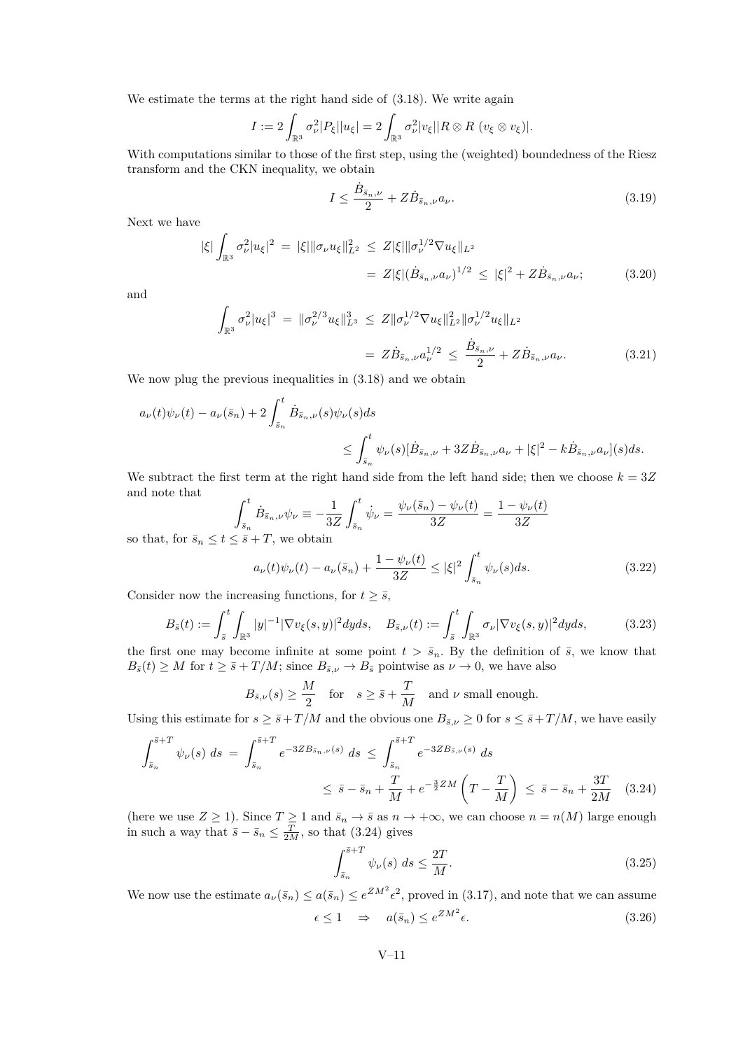We estimate the terms at the right hand side of (3.18). We write again

$$I := 2\int_{\mathbb{R}^3} \sigma_\nu^2 |P_\xi||u_\xi| = 2\int_{\mathbb{R}^3} \sigma_\nu^2 |v_\xi||R\otimes R\ (v_\xi \otimes v_\xi)|.$$

With computations similar to those of the first step, using the (weighted) boundedness of the Riesz transform and the CKN inequality, we obtain

$$I \leq \frac{\dot{B}_{\bar{s}_n,\nu}}{2} + Z\dot{B}_{\bar{s}_n,\nu} a_\nu. \tag{3.19}$$

Next we have

$$\begin{aligned} |\xi| \int_{\mathbb{R}^3} \sigma_\nu^2 |u_\xi|^2 \ &= \ |\xi| \|\sigma_\nu u_\xi\|_{L^2}^2 \ \leq \ Z|\xi| \|\sigma_\nu^{1/2} \nabla u_\xi\|_{L^2} \\ &= \ Z|\xi| (\dot{B}_{\bar{s}_n,\nu} a_\nu)^{1/2} \ \leq \ |\xi|^2 + Z\dot{B}_{\bar{s}_n,\nu} a_\nu; \end{aligned} \tag{3.20}$$

and

$$\begin{aligned} \int_{\mathbb{R}^3} \sigma_\nu^2 |u_\xi|^3 \ &= \ \|\sigma_\nu^{2/3} u_\xi\|_{L^3}^3 \ \leq \ Z\|\sigma_\nu^{1/2} \nabla u_\xi\|_{L^2}^2 \|\sigma_\nu^{1/2} u_\xi\|_{L^2} \\ &= \ Z\dot{B}_{\bar{s}_n,\nu} a_\nu^{1/2} \ \leq \ \frac{\dot{B}_{\bar{s}_n,\nu}}{2} + Z\dot{B}_{\bar{s}_n,\nu} a_\nu. \end{aligned} \tag{3.21}$$

We now plug the previous inequalities in (3.18) and we obtain

$$\begin{aligned} a_\nu(t)\psi_\nu(t) - a_\nu(\bar{s}_n) + 2\int_{\bar{s}_n}^t \dot{B}_{\bar{s}_n,\nu}(s)\psi_\nu(s) ds \\ \leq \int_{\bar{s}_n}^t \psi_\nu(s)[\dot{B}_{\bar{s}_n,\nu} + 3Z\dot{B}_{\bar{s}_n,\nu} a_\nu + |\xi|^2 - k\dot{B}_{\bar{s}_n,\nu} a_\nu](s) ds. \end{aligned}$$

We subtract the first term at the right hand side from the left hand side; then we choose $k = 3Z$ and note that

$$\int_{\bar{s}_n}^t \dot{B}_{\bar{s}_n,\nu}\psi_\nu \equiv -\frac{1}{3Z}\int_{\bar{s}_n}^t \dot{\psi}_\nu = \frac{\psi_\nu(\bar{s}_n) - \psi_\nu(t)}{3Z} = \frac{1-\psi_\nu(t)}{3Z}$$

so that, for $\bar{s}_n \leq t \leq \bar{s} + T$, we obtain

$$a_\nu(t)\psi_\nu(t) - a_\nu(\bar{s}_n) + \frac{1-\psi_\nu(t)}{3Z} \leq |\xi|^2 \int_{\bar{s}_n}^t \psi_\nu(s) ds. \tag{3.22}$$

Consider now the increasing functions, for $t \geq \bar{s}$,

$$B_{\bar{s}}(t) := \int_{\bar{s}}^t \int_{\mathbb{R}^3} |y|^{-1} |\nabla v_\xi(s,y)|^2 dy ds, \quad B_{\bar{s},\nu}(t) := \int_{\bar{s}}^t \int_{\mathbb{R}^3} \sigma_\nu |\nabla v_\xi(s,y)|^2 dy ds, \tag{3.23}$$

the first one may become infinite at some point $t > \bar{s}_n$. By the definition of $\bar{s}$, we know that $B_{\bar{s}}(t) \geq M$ for $t \geq \bar{s} + T/M$; since $B_{\bar{s},\nu} \to B_{\bar{s}}$ pointwise as $\nu \to 0$, we have also

$$B_{\bar{s},\nu}(s) \geq \frac{M}{2} \quad \text{for} \quad s \geq \bar{s} + \frac{T}{M} \quad \text{and } \nu \text{ small enough.}$$

Using this estimate for $s \geq \bar{s} + T/M$ and the obvious one $B_{\bar{s},\nu} \geq 0$ for $s \leq \bar{s} + T/M$, we have easily

$$\begin{aligned} \int_{\bar{s}_n}^{\bar{s}+T} \psi_\nu(s)\ ds \ &= \ \int_{\bar{s}_n}^{\bar{s}+T} e^{-3ZB_{\bar{s}_n,\nu}(s)}\ ds \ \leq \ \int_{\bar{s}_n}^{\bar{s}+T} e^{-3ZB_{\bar{s},\nu}(s)}\ ds \\ &\leq \ \bar{s} - \bar{s}_n + \frac{T}{M} + e^{-\frac{3}{2}ZM}\left(T - \frac{T}{M}\right) \ \leq \ \bar{s} - \bar{s}_n + \frac{3T}{2M} \end{aligned} \tag{3.24}$$

(here we use $Z \geq 1$). Since $T \geq 1$ and $\bar{s}_n \to \bar{s}$ as $n \to +\infty$, we can choose $n = n(M)$ large enough in such a way that $\bar{s} - \bar{s}_n \leq \frac{T}{2M}$, so that (3.24) gives

$$\int_{\bar{s}_n}^{\bar{s}+T} \psi_\nu(s)\ ds \leq \frac{2T}{M}. \tag{3.25}$$

We now use the estimate $a_\nu(\bar{s}_n) \leq a(\bar{s}_n) \leq e^{ZM^2}\epsilon^2$, proved in (3.17), and note that we can assume

$$\epsilon \leq 1 \quad \Rightarrow \quad a(\bar{s}_n) \leq e^{ZM^2}\epsilon. \tag{3.26}$$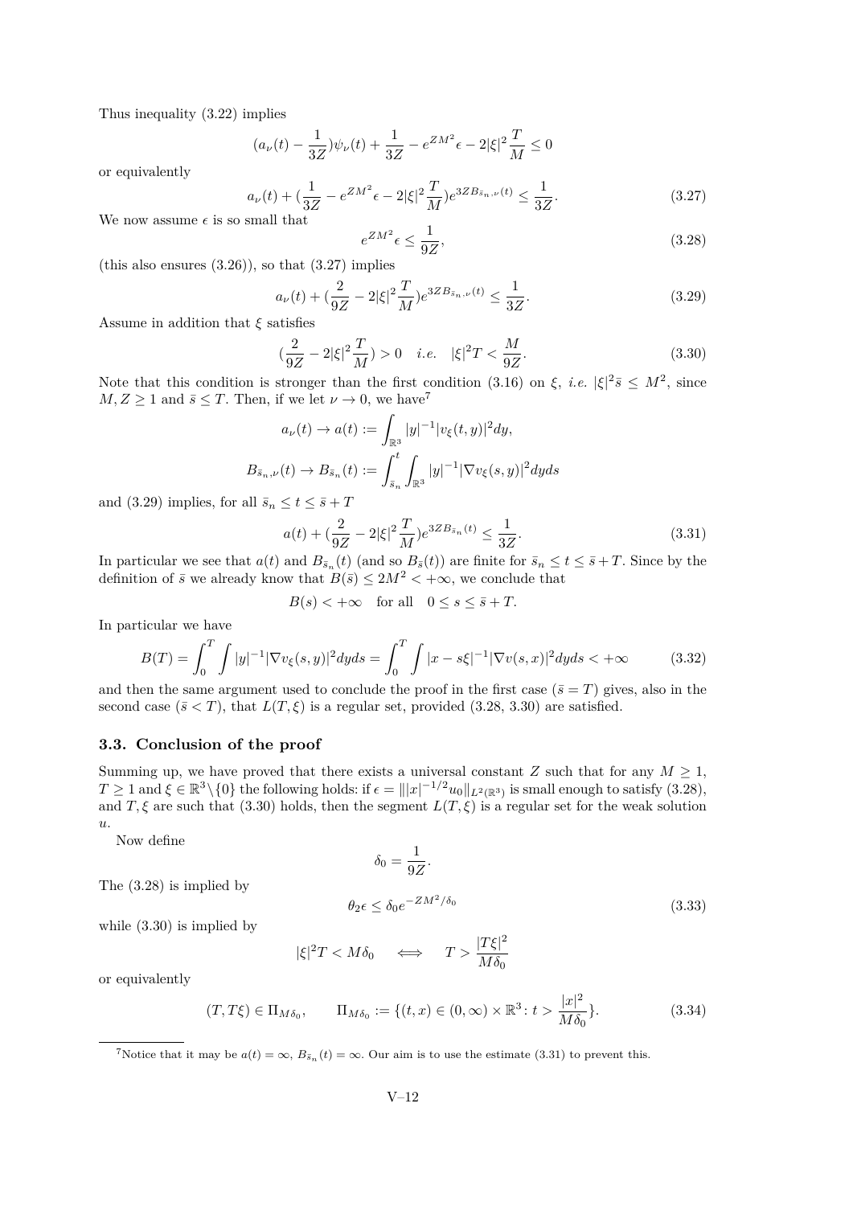Thus inequality (3.22) implies

$$(a_\nu(t) - \frac{1}{3Z})\psi_\nu(t) + \frac{1}{3Z} - e^{ZM^2}\epsilon - 2|\xi|^2\frac{T}{M} \leq 0$$

or equivalently

$$a_\nu(t) + (\frac{1}{3Z} - e^{ZM^2}\epsilon - 2|\xi|^2\frac{T}{M})e^{3ZB_{\bar{s}_n,\nu}(t)} \leq \frac{1}{3Z}. \tag{3.27}$$

We now assume $\epsilon$ is so small that

$$e^{ZM^2}\epsilon \leq \frac{1}{9Z}, \tag{3.28}$$

(this also ensures (3.26)), so that (3.27) implies

$$a_\nu(t) + (\frac{2}{9Z} - 2|\xi|^2\frac{T}{M})e^{3ZB_{\bar{s}_n,\nu}(t)} \leq \frac{1}{3Z}. \tag{3.29}$$

Assume in addition that $\xi$ satisfies

$$(\frac{2}{9Z} - 2|\xi|^2\frac{T}{M}) > 0 \quad i.e. \quad |\xi|^2 T < \frac{M}{9Z}. \tag{3.30}$$

Note that this condition is stronger than the first condition (3.16) on $\xi$, *i.e.* $|\xi|^2\bar{s} \leq M^2$, since $M, Z \geq 1$ and $\bar{s} \leq T$. Then, if we let $\nu \to 0$, we have[7]

$$a_\nu(t) \to a(t) := \int_{\mathbb{R}^3} |y|^{-1}|v_\xi(t,y)|^2 dy,$$

$$B_{\bar{s}_n,\nu}(t) \to B_{\bar{s}_n}(t) := \int_{\bar{s}_n}^t \int_{\mathbb{R}^3} |y|^{-1}|\nabla v_\xi(s,y)|^2 dy ds$$

and (3.29) implies, for all $\bar{s}_n \leq t \leq \bar{s} + T$

$$a(t) + (\frac{2}{9Z} - 2|\xi|^2\frac{T}{M})e^{3ZB_{\bar{s}_n}(t)} \leq \frac{1}{3Z}. \tag{3.31}$$

In particular we see that $a(t)$ and $B_{\bar{s}_n}(t)$ (and so $B_{\bar{s}}(t)$) are finite for $\bar{s}_n \leq t \leq \bar{s} + T$. Since by the definition of $\bar{s}$ we already know that $B(\bar{s}) \leq 2M^2 < +\infty$, we conclude that

$$B(s) < +\infty \quad \text{for all} \quad 0 \leq s \leq \bar{s} + T.$$

In particular we have

$$B(T) = \int_0^T \int |y|^{-1}|\nabla v_\xi(s,y)|^2 dy ds = \int_0^T \int |x - s\xi|^{-1}|\nabla v(s,x)|^2 dy ds < +\infty \tag{3.32}$$

and then the same argument used to conclude the proof in the first case ($\bar{s} = T$) gives, also in the second case ($\bar{s} < T$), that $L(T,\xi)$ is a regular set, provided (3.28, 3.30) are satisfied.

### 3.3. Conclusion of the proof

Summing up, we have proved that there exists a universal constant $Z$ such that for any $M \geq 1$, $T \geq 1$ and $\xi \in \mathbb{R}^3 \backslash \{0\}$ the following holds: if $\epsilon = \||x|^{-1/2}u_0\|_{L^2(\mathbb{R}^3)}$ is small enough to satisfy (3.28), and $T, \xi$ are such that (3.30) holds, then the segment $L(T,\xi)$ is a regular set for the weak solution $u$.

Now define

$$\delta_0 = \frac{1}{9Z}.$$

The (3.28) is implied by

$$\theta_2\epsilon \leq \delta_0 e^{-ZM^2/\delta_0} \tag{3.33}$$

while (3.30) is implied by

$$|\xi|^2 T < M\delta_0 \quad \iff \quad T > \frac{|T\xi|^2}{M\delta_0}$$

or equivalently

$$(T, T\xi) \in \Pi_{M\delta_0}, \qquad \Pi_{M\delta_0} := \{(t,x) \in (0,\infty) \times \mathbb{R}^3 \colon t > \frac{|x|^2}{M\delta_0}\}. \tag{3.34}$$

---

[7]Notice that it may be $a(t) = \infty$, $B_{\bar{s}_n}(t) = \infty$. Our aim is to use the estimate (3.31) to prevent this.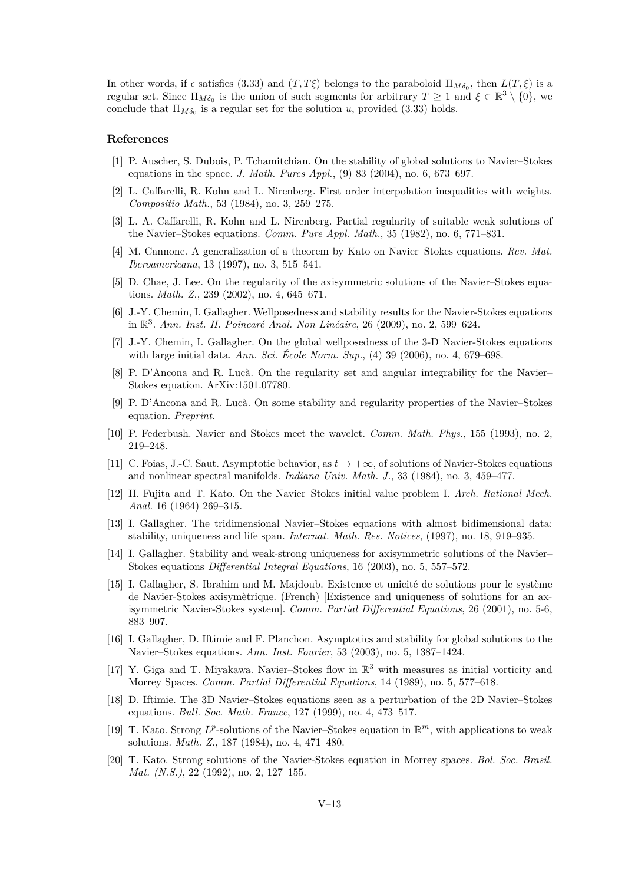In other words, if $\epsilon$ satisfies (3.33) and $(T, T\xi)$ belongs to the paraboloid $\Pi_{M\delta_0}$, then $L(T, \xi)$ is a regular set. Since $\Pi_{M\delta_0}$ is the union of such segments for arbitrary $T \geq 1$ and $\xi \in \mathbb{R}^3 \setminus \{0\}$, we conclude that $\Pi_{M\delta_0}$ is a regular set for the solution $u$, provided (3.33) holds.

## References

[1] P. Auscher, S. Dubois, P. Tchamitchian. On the stability of global solutions to Navier–Stokes equations in the space. *J. Math. Pures Appl.*, (9) 83 (2004), no. 6, 673–697.

[2] L. Caffarelli, R. Kohn and L. Nirenberg. First order interpolation inequalities with weights. *Compositio Math.*, 53 (1984), no. 3, 259–275.

[3] L. A. Caffarelli, R. Kohn and L. Nirenberg. Partial regularity of suitable weak solutions of the Navier–Stokes equations. *Comm. Pure Appl. Math.*, 35 (1982), no. 6, 771–831.

[4] M. Cannone. A generalization of a theorem by Kato on Navier–Stokes equations. *Rev. Mat. Iberoamericana*, 13 (1997), no. 3, 515–541.

[5] D. Chae, J. Lee. On the regularity of the axisymmetric solutions of the Navier–Stokes equations. *Math. Z.*, 239 (2002), no. 4, 645–671.

[6] J.-Y. Chemin, I. Gallagher. Wellposedness and stability results for the Navier-Stokes equations in $\mathbb{R}^3$. *Ann. Inst. H. Poincaré Anal. Non Linéaire*, 26 (2009), no. 2, 599–624.

[7] J.-Y. Chemin, I. Gallagher. On the global wellposedness of the 3-D Navier-Stokes equations with large initial data. *Ann. Sci. École Norm. Sup.*, (4) 39 (2006), no. 4, 679–698.

[8] P. D'Ancona and R. Lucà. On the regularity set and angular integrability for the Navier–Stokes equation. ArXiv:1501.07780.

[9] P. D'Ancona and R. Lucà. On some stability and regularity properties of the Navier–Stokes equation. *Preprint*.

[10] P. Federbush. Navier and Stokes meet the wavelet. *Comm. Math. Phys.*, 155 (1993), no. 2, 219–248.

[11] C. Foias, J.-C. Saut. Asymptotic behavior, as $t \to +\infty$, of solutions of Navier-Stokes equations and nonlinear spectral manifolds. *Indiana Univ. Math. J.*, 33 (1984), no. 3, 459–477.

[12] H. Fujita and T. Kato. On the Navier–Stokes initial value problem I. *Arch. Rational Mech. Anal.* 16 (1964) 269–315.

[13] I. Gallagher. The tridimensional Navier–Stokes equations with almost bidimensional data: stability, uniqueness and life span. *Internat. Math. Res. Notices*, (1997), no. 18, 919–935.

[14] I. Gallagher. Stability and weak-strong uniqueness for axisymmetric solutions of the Navier–Stokes equations *Differential Integral Equations*, 16 (2003), no. 5, 557–572.

[15] I. Gallagher, S. Ibrahim and M. Majdoub. Existence et unicité de solutions pour le système de Navier-Stokes axisymètrique. (French) [Existence and uniqueness of solutions for an axisymmetric Navier-Stokes system]. *Comm. Partial Differential Equations*, 26 (2001), no. 5-6, 883–907.

[16] I. Gallagher, D. Iftimie and F. Planchon. Asymptotics and stability for global solutions to the Navier–Stokes equations. *Ann. Inst. Fourier*, 53 (2003), no. 5, 1387–1424.

[17] Y. Giga and T. Miyakawa. Navier–Stokes flow in $\mathbb{R}^3$ with measures as initial vorticity and Morrey Spaces. *Comm. Partial Differential Equations*, 14 (1989), no. 5, 577–618.

[18] D. Iftimie. The 3D Navier–Stokes equations seen as a perturbation of the 2D Navier–Stokes equations. *Bull. Soc. Math. France*, 127 (1999), no. 4, 473–517.

[19] T. Kato. Strong $L^p$-solutions of the Navier–Stokes equation in $\mathbb{R}^m$, with applications to weak solutions. *Math. Z.*, 187 (1984), no. 4, 471–480.

[20] T. Kato. Strong solutions of the Navier-Stokes equation in Morrey spaces. *Bol. Soc. Brasil. Mat. (N.S.)*, 22 (1992), no. 2, 127–155.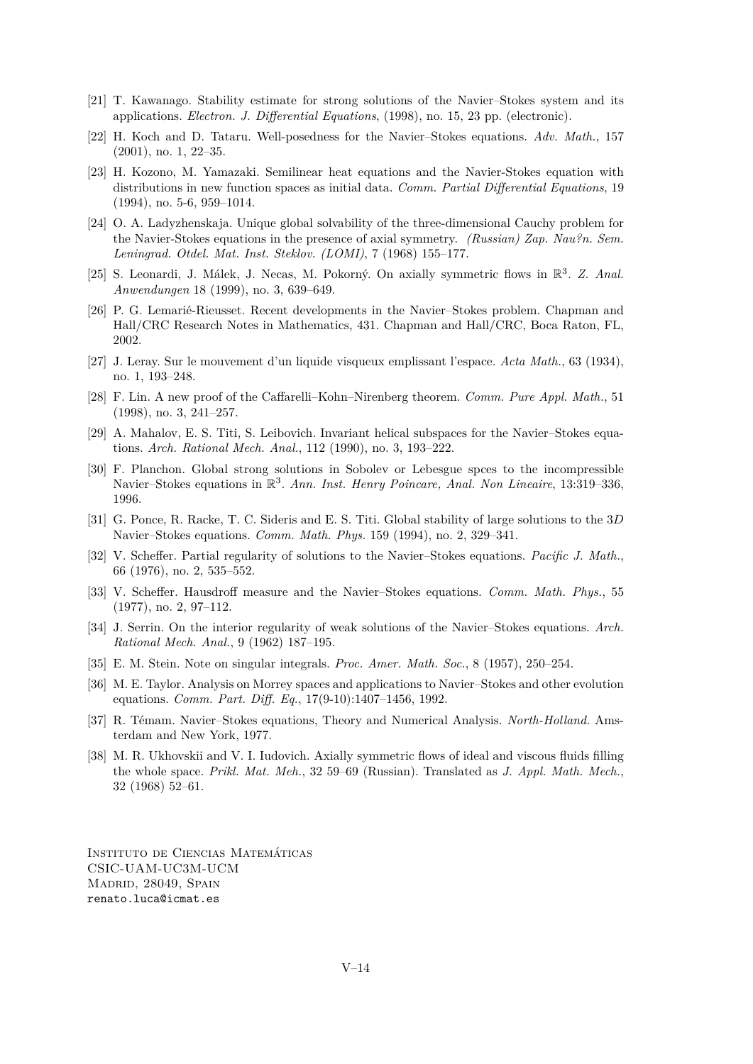[21] T. Kawanago. Stability estimate for strong solutions of the Navier–Stokes system and its applications. *Electron. J. Differential Equations*, (1998), no. 15, 23 pp. (electronic).

[22] H. Koch and D. Tataru. Well-posedness for the Navier–Stokes equations. *Adv. Math.*, 157 (2001), no. 1, 22–35.

[23] H. Kozono, M. Yamazaki. Semilinear heat equations and the Navier-Stokes equation with distributions in new function spaces as initial data. *Comm. Partial Differential Equations*, 19 (1994), no. 5-6, 959–1014.

[24] O. A. Ladyzhenskaja. Unique global solvability of the three-dimensional Cauchy problem for the Navier-Stokes equations in the presence of axial symmetry. *(Russian) Zap. Nau?n. Sem. Leningrad. Otdel. Mat. Inst. Steklov. (LOMI)*, 7 (1968) 155–177.

[25] S. Leonardi, J. Málek, J. Necas, M. Pokorný. On axially symmetric flows in $\mathbb{R}^3$. *Z. Anal. Anwendungen* 18 (1999), no. 3, 639–649.

[26] P. G. Lemarié-Rieusset. Recent developments in the Navier–Stokes problem. Chapman and Hall/CRC Research Notes in Mathematics, 431. Chapman and Hall/CRC, Boca Raton, FL, 2002.

[27] J. Leray. Sur le mouvement d'un liquide visqueux emplissant l'espace. *Acta Math.*, 63 (1934), no. 1, 193–248.

[28] F. Lin. A new proof of the Caffarelli–Kohn–Nirenberg theorem. *Comm. Pure Appl. Math.*, 51 (1998), no. 3, 241–257.

[29] A. Mahalov, E. S. Titi, S. Leibovich. Invariant helical subspaces for the Navier–Stokes equations. *Arch. Rational Mech. Anal.*, 112 (1990), no. 3, 193–222.

[30] F. Planchon. Global strong solutions in Sobolev or Lebesgue spces to the incompressible Navier–Stokes equations in $\mathbb{R}^3$. *Ann. Inst. Henry Poincare, Anal. Non Lineaire*, 13:319–336, 1996.

[31] G. Ponce, R. Racke, T. C. Sideris and E. S. Titi. Global stability of large solutions to the $3D$ Navier–Stokes equations. *Comm. Math. Phys.* 159 (1994), no. 2, 329–341.

[32] V. Scheffer. Partial regularity of solutions to the Navier–Stokes equations. *Pacific J. Math.*, 66 (1976), no. 2, 535–552.

[33] V. Scheffer. Hausdroff measure and the Navier–Stokes equations. *Comm. Math. Phys.*, 55 (1977), no. 2, 97–112.

[34] J. Serrin. On the interior regularity of weak solutions of the Navier–Stokes equations. *Arch. Rational Mech. Anal.*, 9 (1962) 187–195.

[35] E. M. Stein. Note on singular integrals. *Proc. Amer. Math. Soc.*, 8 (1957), 250–254.

[36] M. E. Taylor. Analysis on Morrey spaces and applications to Navier–Stokes and other evolution equations. *Comm. Part. Diff. Eq.*, 17(9-10):1407–1456, 1992.

[37] R. Témam. Navier–Stokes equations, Theory and Numerical Analysis. *North-Holland.* Amsterdam and New York, 1977.

[38] M. R. Ukhovskii and V. I. Iudovich. Axially symmetric flows of ideal and viscous fluids filling the whole space. *Prikl. Mat. Meh.*, 32 59–69 (Russian). Translated as *J. Appl. Math. Mech.*, 32 (1968) 52–61.

Instituto de Ciencias Matemáticas
CSIC-UAM-UC3M-UCM
Madrid, 28049, Spain
renato.luca@icmat.es